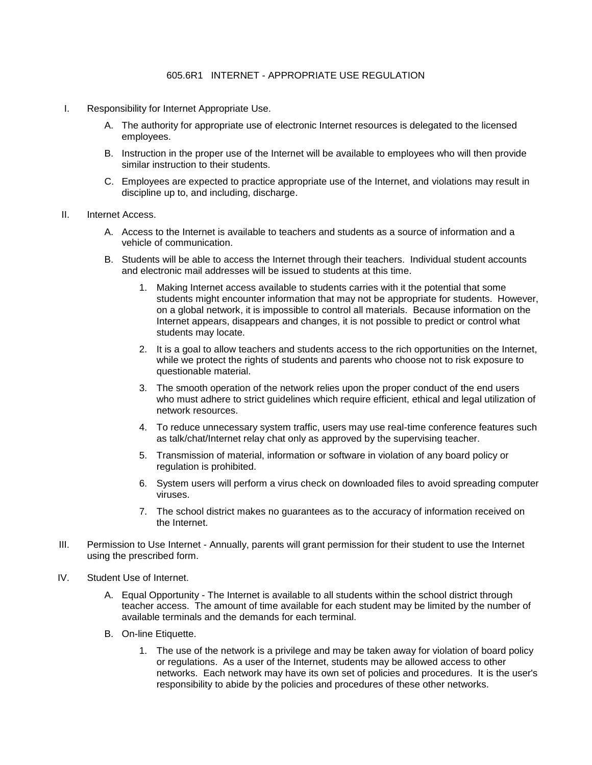# 605.6R1 INTERNET - APPROPRIATE USE REGULATION

I. Responsibility for Internet Appropriate Use.

   A. The authority for appropriate use of electronic Internet resources is delegated to the licensed employees.

   B. Instruction in the proper use of the Internet will be available to employees who will then provide similar instruction to their students.

   C. Employees are expected to practice appropriate use of the Internet, and violations may result in discipline up to, and including, discharge.

II. Internet Access.

   A. Access to the Internet is available to teachers and students as a source of information and a vehicle of communication.

   B. Students will be able to access the Internet through their teachers. Individual student accounts and electronic mail addresses will be issued to students at this time.

      1. Making Internet access available to students carries with it the potential that some students might encounter information that may not be appropriate for students. However, on a global network, it is impossible to control all materials. Because information on the Internet appears, disappears and changes, it is not possible to predict or control what students may locate.

      2. It is a goal to allow teachers and students access to the rich opportunities on the Internet, while we protect the rights of students and parents who choose not to risk exposure to questionable material.

      3. The smooth operation of the network relies upon the proper conduct of the end users who must adhere to strict guidelines which require efficient, ethical and legal utilization of network resources.

      4. To reduce unnecessary system traffic, users may use real-time conference features such as talk/chat/Internet relay chat only as approved by the supervising teacher.

      5. Transmission of material, information or software in violation of any board policy or regulation is prohibited.

      6. System users will perform a virus check on downloaded files to avoid spreading computer viruses.

      7. The school district makes no guarantees as to the accuracy of information received on the Internet.

III. Permission to Use Internet - Annually, parents will grant permission for their student to use the Internet using the prescribed form.

IV. Student Use of Internet.

   A. Equal Opportunity - The Internet is available to all students within the school district through teacher access. The amount of time available for each student may be limited by the number of available terminals and the demands for each terminal.

   B. On-line Etiquette.

      1. The use of the network is a privilege and may be taken away for violation of board policy or regulations. As a user of the Internet, students may be allowed access to other networks. Each network may have its own set of policies and procedures. It is the user's responsibility to abide by the policies and procedures of these other networks.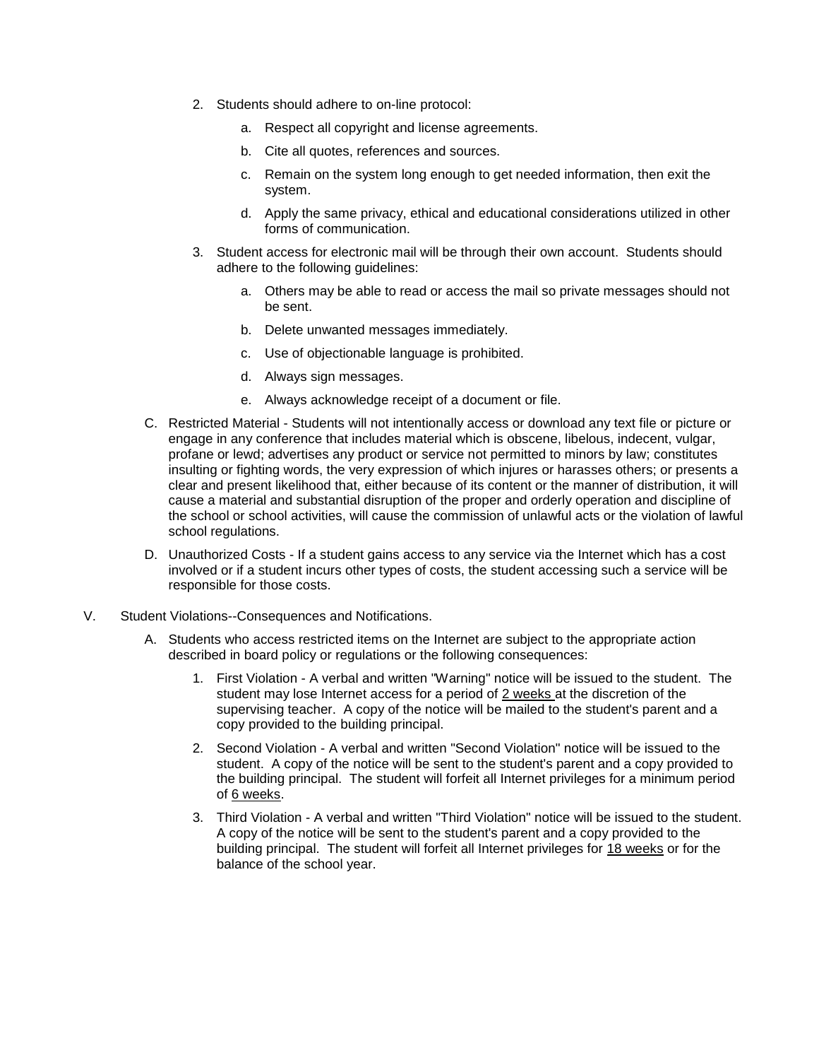2. Students should adhere to on-line protocol:

   a. Respect all copyright and license agreements.

   b. Cite all quotes, references and sources.

   c. Remain on the system long enough to get needed information, then exit the system.

   d. Apply the same privacy, ethical and educational considerations utilized in other forms of communication.

3. Student access for electronic mail will be through their own account. Students should adhere to the following guidelines:

   a. Others may be able to read or access the mail so private messages should not be sent.

   b. Delete unwanted messages immediately.

   c. Use of objectionable language is prohibited.

   d. Always sign messages.

   e. Always acknowledge receipt of a document or file.

C. Restricted Material - Students will not intentionally access or download any text file or picture or engage in any conference that includes material which is obscene, libelous, indecent, vulgar, profane or lewd; advertises any product or service not permitted to minors by law; constitutes insulting or fighting words, the very expression of which injures or harasses others; or presents a clear and present likelihood that, either because of its content or the manner of distribution, it will cause a material and substantial disruption of the proper and orderly operation and discipline of the school or school activities, will cause the commission of unlawful acts or the violation of lawful school regulations.

D. Unauthorized Costs - If a student gains access to any service via the Internet which has a cost involved or if a student incurs other types of costs, the student accessing such a service will be responsible for those costs.

V. Student Violations--Consequences and Notifications.

A. Students who access restricted items on the Internet are subject to the appropriate action described in board policy or regulations or the following consequences:

1. First Violation - A verbal and written "Warning" notice will be issued to the student. The student may lose Internet access for a period of <u>2 weeks</u> at the discretion of the supervising teacher. A copy of the notice will be mailed to the student's parent and a copy provided to the building principal.

2. Second Violation - A verbal and written "Second Violation" notice will be issued to the student. A copy of the notice will be sent to the student's parent and a copy provided to the building principal. The student will forfeit all Internet privileges for a minimum period of <u>6 weeks</u>.

3. Third Violation - A verbal and written "Third Violation" notice will be issued to the student. A copy of the notice will be sent to the student's parent and a copy provided to the building principal. The student will forfeit all Internet privileges for <u>18 weeks</u> or for the balance of the school year.